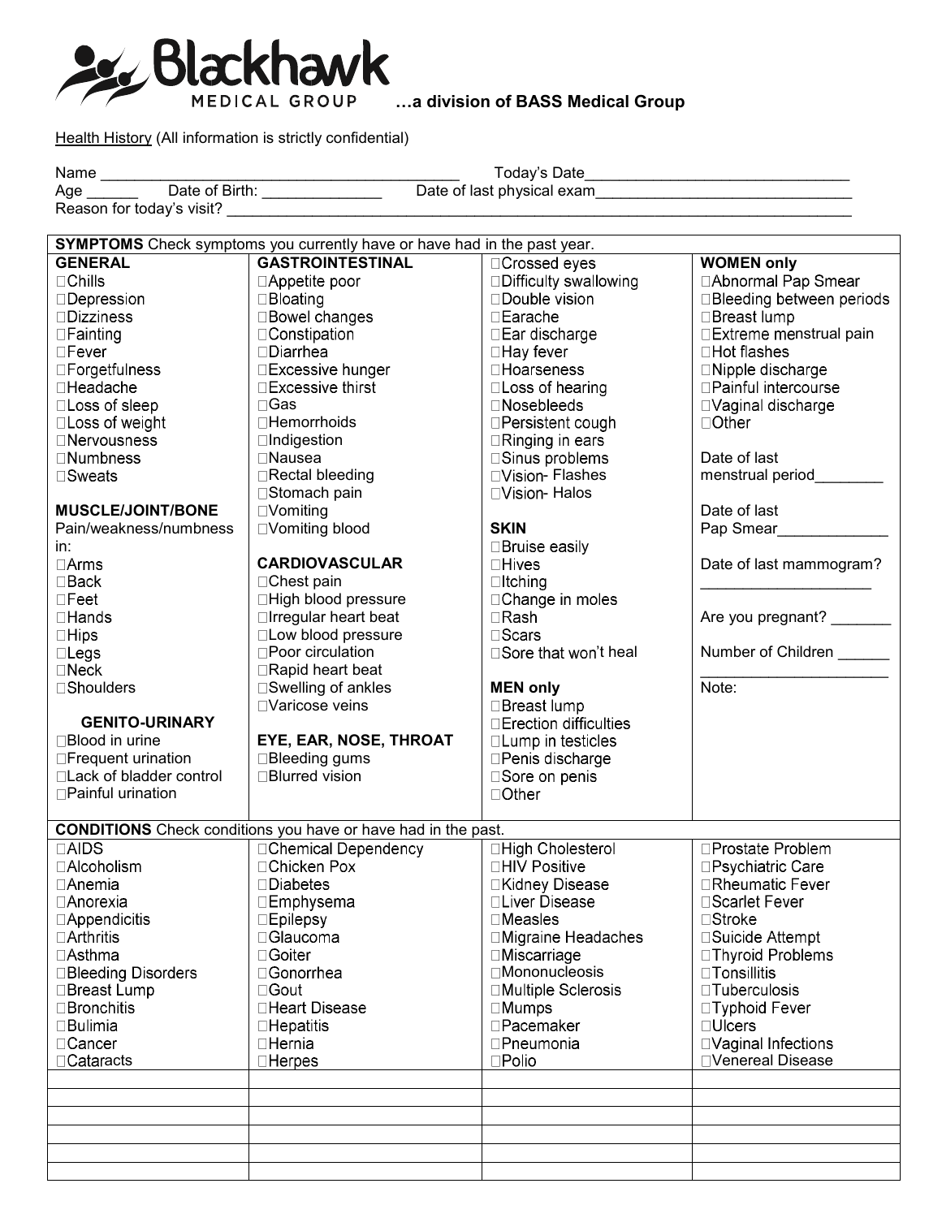# Blackhawk MEDICAL GROUP …a division of BASS Medical Group

Health History (All information is strictly confidential)

Name ___________________________________________ Today's Date ______________________________

Age ______ Date of Birth: ______________ Date of last physical exam ______________________________

Reason for today's visit? ______________________________________________________________________________

**SYMPTOMS** Check symptoms you currently have or have had in the past year.

| | | | |
|---|---|---|---|
| **GENERAL**<br>☐Chills<br>☐Depression<br>☐Dizziness<br>☐Fainting<br>☐Fever<br>☐Forgetfulness<br>☐Headache<br>☐Loss of sleep<br>☐Loss of weight<br>☐Nervousness<br>☐Numbness<br>☐Sweats<br><br>**MUSCLE/JOINT/BONE**<br>Pain/weakness/numbness in:<br>☐Arms<br>☐Back<br>☐Feet<br>☐Hands<br>☐Hips<br>☐Legs<br>☐Neck<br>☐Shoulders<br><br>**GENITO-URINARY**<br>☐Blood in urine<br>☐Frequent urination<br>☐Lack of bladder control<br>☐Painful urination | **GASTROINTESTINAL**<br>☐Appetite poor<br>☐Bloating<br>☐Bowel changes<br>☐Constipation<br>☐Diarrhea<br>☐Excessive hunger<br>☐Excessive thirst<br>☐Gas<br>☐Hemorrhoids<br>☐Indigestion<br>☐Nausea<br>☐Rectal bleeding<br>☐Stomach pain<br>☐Vomiting<br>☐Vomiting blood<br><br>**CARDIOVASCULAR**<br>☐Chest pain<br>☐High blood pressure<br>☐Irregular heart beat<br>☐Low blood pressure<br>☐Poor circulation<br>☐Rapid heart beat<br>☐Swelling of ankles<br>☐Varicose veins<br><br>**EYE, EAR, NOSE, THROAT**<br>☐Bleeding gums<br>☐Blurred vision | ☐Crossed eyes<br>☐Difficulty swallowing<br>☐Double vision<br>☐Earache<br>☐Ear discharge<br>☐Hay fever<br>☐Hoarseness<br>☐Loss of hearing<br>☐Nosebleeds<br>☐Persistent cough<br>☐Ringing in ears<br>☐Sinus problems<br>☐Vision- Flashes<br>☐Vision- Halos<br><br>**SKIN**<br>☐Bruise easily<br>☐Hives<br>☐Itching<br>☐Change in moles<br>☐Rash<br>☐Scars<br>☐Sore that won't heal<br><br>**MEN only**<br>☐Breast lump<br>☐Erection difficulties<br>☐Lump in testicles<br>☐Penis discharge<br>☐Sore on penis<br>☐Other | **WOMEN only**<br>☐Abnormal Pap Smear<br>☐Bleeding between periods<br>☐Breast lump<br>☐Extreme menstrual pain<br>☐Hot flashes<br>☐Nipple discharge<br>☐Painful intercourse<br>☐Vaginal discharge<br>☐Other<br><br>Date of last menstrual period________<br><br>Date of last Pap Smear_____________<br><br>Date of last mammogram?<br>____________________<br><br>Are you pregnant? _______<br><br>Number of Children ______<br>______________________<br>Note: |

**CONDITIONS** Check conditions you have or have had in the past.

| | | | |
|---|---|---|---|
| ☐AIDS | ☐Chemical Dependency | ☐High Cholesterol | ☐Prostate Problem |
| ☐Alcoholism | ☐Chicken Pox | ☐HIV Positive | ☐Psychiatric Care |
| ☐Anemia | ☐Diabetes | ☐Kidney Disease | ☐Rheumatic Fever |
| ☐Anorexia | ☐Emphysema | ☐Liver Disease | ☐Scarlet Fever |
| ☐Appendicitis | ☐Epilepsy | ☐Measles | ☐Stroke |
| ☐Arthritis | ☐Glaucoma | ☐Migraine Headaches | ☐Suicide Attempt |
| ☐Asthma | ☐Goiter | ☐Miscarriage | ☐Thyroid Problems |
| ☐Bleeding Disorders | ☐Gonorrhea | ☐Mononucleosis | ☐Tonsillitis |
| ☐Breast Lump | ☐Gout | ☐Multiple Sclerosis | ☐Tuberculosis |
| ☐Bronchitis | ☐Heart Disease | ☐Mumps | ☐Typhoid Fever |
| ☐Bulimia | ☐Hepatitis | ☐Pacemaker | ☐Ulcers |
| ☐Cancer | ☐Hernia | ☐Pneumonia | ☐Vaginal Infections |
| ☐Cataracts | ☐Herpes | ☐Polio | ☐Venereal Disease |
| | | | |
| | | | |
| | | | |
| | | | |
| | | | |
| | | | |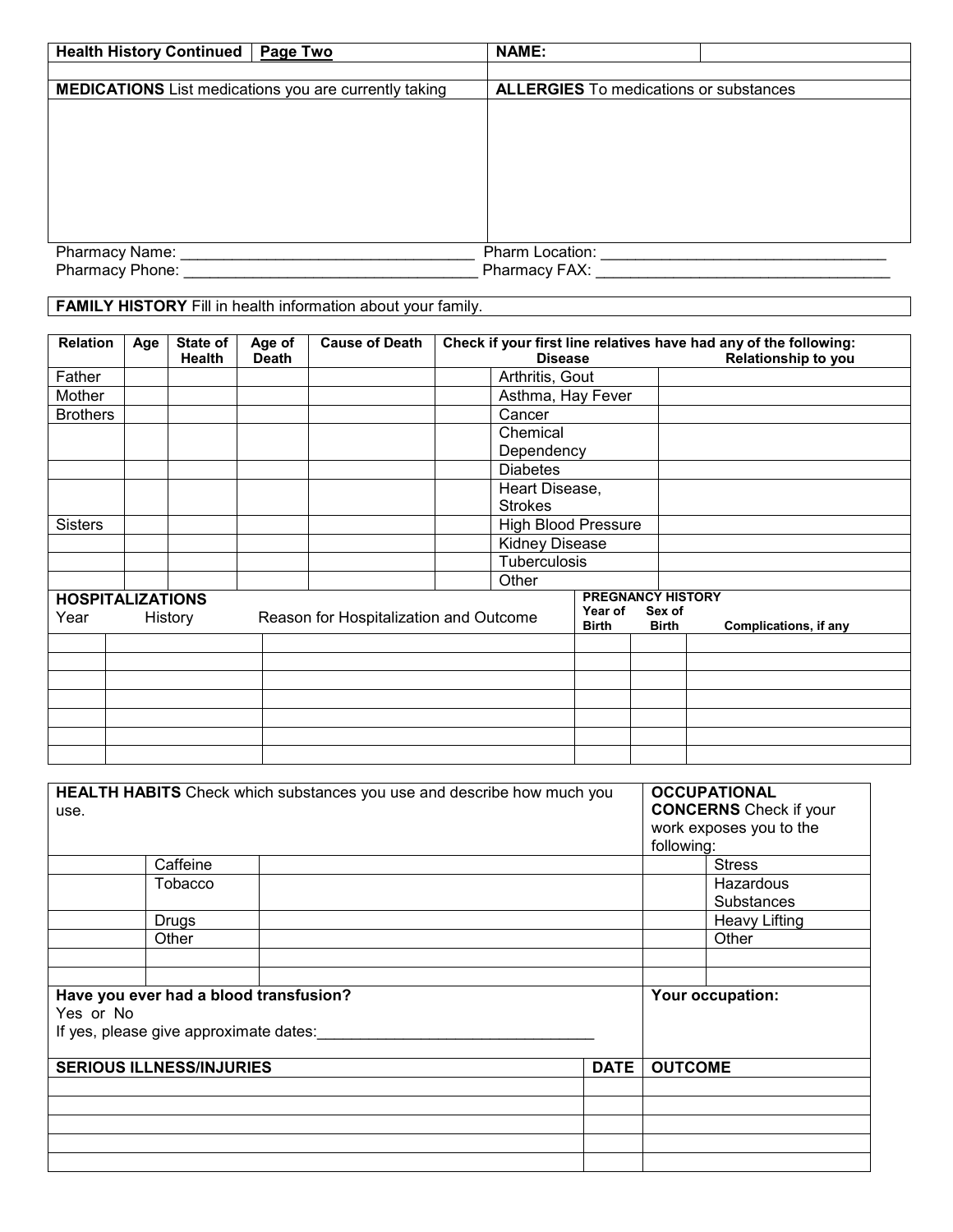| Health History Continued | Page Two | NAME: | |
|---|---|---|---|

| **MEDICATIONS** List medications you are currently taking | **ALLERGIES** To medications or substances |
|---|---|
| | |

Pharmacy Name: ___________________________________ Pharm Location: _________________________________

Pharmacy Phone: ___________________________________ Pharmacy FAX: __________________________________

**FAMILY HISTORY** Fill in health information about your family.

| Relation | Age | State of Health | Age of Death | Cause of Death | Check if your first line relatives have had any of the following: | Disease | Relationship to you |
|---|---|---|---|---|---|---|---|
| Father | | | | | | Arthritis, Gout | |
| Mother | | | | | | Asthma, Hay Fever | |
| Brothers | | | | | | Cancer | |
| | | | | | | Chemical Dependency | |
| | | | | | | Diabetes | |
| | | | | | | Heart Disease, Strokes | |
| Sisters | | | | | | High Blood Pressure | |
| | | | | | | Kidney Disease | |
| | | | | | | Tuberculosis | |
| | | | | | | Other | |

| **HOSPITALIZATIONS** | | | **PREGNANCY HISTORY** | | |
|---|---|---|---|---|---|
| Year | History | Reason for Hospitalization and Outcome | Year of Birth | Sex of Birth | Complications, if any |
| | | | | | |
| | | | | | |
| | | | | | |
| | | | | | |
| | | | | | |
| | | | | | |
| | | | | | |

| **HEALTH HABITS** Check which substances you use and describe how much you use. | | | **OCCUPATIONAL CONCERNS** Check if your work exposes you to the following: | |
|---|---|---|---|---|
| | Caffeine | | | Stress |
| | Tobacco | | | Hazardous Substances |
| | Drugs | | | Heavy Lifting |
| | Other | | | Other |
| | | | | |
| | | | | |

**Have you ever had a blood transfusion?**
Yes or No
If yes, please give approximate dates:_________________________________

**Your occupation:**

| **SERIOUS ILLNESS/INJURIES** | **DATE** | **OUTCOME** |
|---|---|---|
| | | |
| | | |
| | | |
| | | |
| | | |